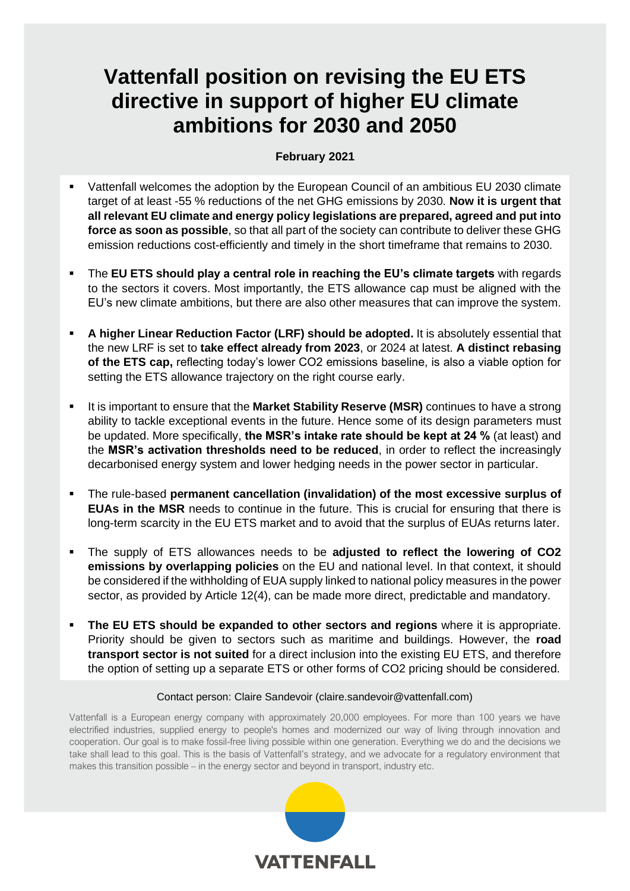# Vattenfall position on revising the EU ETS directive in support of higher EU climate ambitions for 2030 and 2050

**February 2021**

- Vattenfall welcomes the adoption by the European Council of an ambitious EU 2030 climate target of at least -55 % reductions of the net GHG emissions by 2030. **Now it is urgent that all relevant EU climate and energy policy legislations are prepared, agreed and put into force as soon as possible**, so that all part of the society can contribute to deliver these GHG emission reductions cost-efficiently and timely in the short timeframe that remains to 2030.

- The **EU ETS should play a central role in reaching the EU's climate targets** with regards to the sectors it covers. Most importantly, the ETS allowance cap must be aligned with the EU's new climate ambitions, but there are also other measures that can improve the system.

- **A higher Linear Reduction Factor (LRF) should be adopted.** It is absolutely essential that the new LRF is set to **take effect already from 2023**, or 2024 at latest. **A distinct rebasing of the ETS cap,** reflecting today's lower $CO_2$ emissions baseline, is also a viable option for setting the ETS allowance trajectory on the right course early.

- It is important to ensure that the **Market Stability Reserve (MSR)** continues to have a strong ability to tackle exceptional events in the future. Hence some of its design parameters must be updated. More specifically, **the MSR's intake rate should be kept at 24 %** (at least) and the **MSR's activation thresholds need to be reduced**, in order to reflect the increasingly decarbonised energy system and lower hedging needs in the power sector in particular.

- The rule-based **permanent cancellation (invalidation) of the most excessive surplus of EUAs in the MSR** needs to continue in the future. This is crucial for ensuring that there is long-term scarcity in the EU ETS market and to avoid that the surplus of EUAs returns later.

- The supply of ETS allowances needs to be **adjusted to reflect the lowering of $CO_2$ emissions by overlapping policies** on the EU and national level. In that context, it should be considered if the withholding of EUA supply linked to national policy measures in the power sector, as provided by Article 12(4), can be made more direct, predictable and mandatory.

- **The EU ETS should be expanded to other sectors and regions** where it is appropriate. Priority should be given to sectors such as maritime and buildings. However, the **road transport sector is not suited** for a direct inclusion into the existing EU ETS, and therefore the option of setting up a separate ETS or other forms of $CO_2$ pricing should be considered.

Contact person: Claire Sandevoir (claire.sandevoir@vattenfall.com)

Vattenfall is a European energy company with approximately 20,000 employees. For more than 100 years we have electrified industries, supplied energy to people's homes and modernized our way of living through innovation and cooperation. Our goal is to make fossil-free living possible within one generation. Everything we do and the decisions we take shall lead to this goal. This is the basis of Vattenfall's strategy, and we advocate for a regulatory environment that makes this transition possible – in the energy sector and beyond in transport, industry etc.

VATTENFALL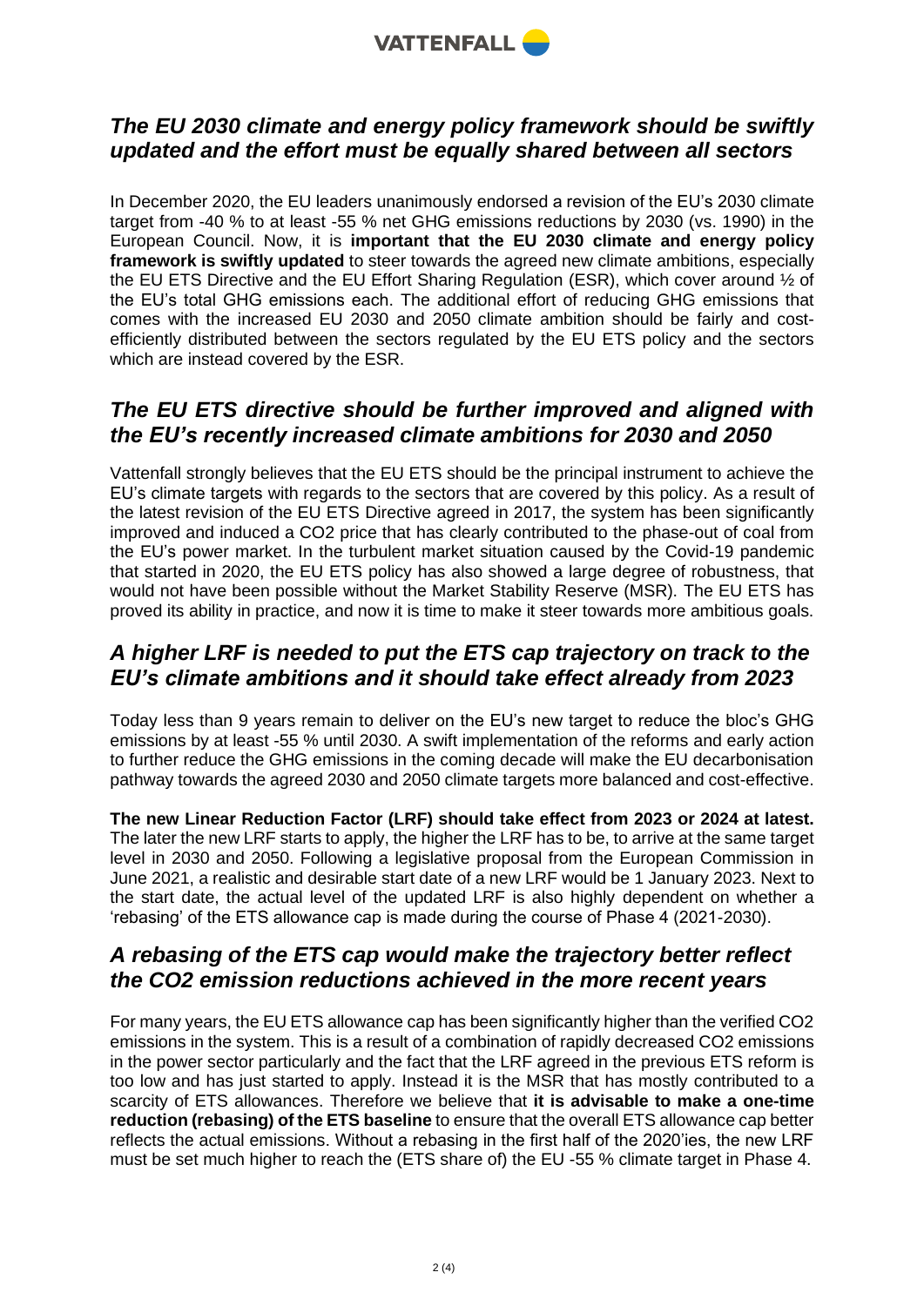## *The EU 2030 climate and energy policy framework should be swiftly updated and the effort must be equally shared between all sectors*

In December 2020, the EU leaders unanimously endorsed a revision of the EU's 2030 climate target from -40 % to at least -55 % net GHG emissions reductions by 2030 (vs. 1990) in the European Council. Now, it is **important that the EU 2030 climate and energy policy framework is swiftly updated** to steer towards the agreed new climate ambitions, especially the EU ETS Directive and the EU Effort Sharing Regulation (ESR), which cover around ½ of the EU's total GHG emissions each. The additional effort of reducing GHG emissions that comes with the increased EU 2030 and 2050 climate ambition should be fairly and cost-efficiently distributed between the sectors regulated by the EU ETS policy and the sectors which are instead covered by the ESR.

## *The EU ETS directive should be further improved and aligned with the EU's recently increased climate ambitions for 2030 and 2050*

Vattenfall strongly believes that the EU ETS should be the principal instrument to achieve the EU's climate targets with regards to the sectors that are covered by this policy. As a result of the latest revision of the EU ETS Directive agreed in 2017, the system has been significantly improved and induced a $CO_2$ price that has clearly contributed to the phase-out of coal from the EU's power market. In the turbulent market situation caused by the Covid-19 pandemic that started in 2020, the EU ETS policy has also showed a large degree of robustness, that would not have been possible without the Market Stability Reserve (MSR). The EU ETS has proved its ability in practice, and now it is time to make it steer towards more ambitious goals.

## *A higher LRF is needed to put the ETS cap trajectory on track to the EU's climate ambitions and it should take effect already from 2023*

Today less than 9 years remain to deliver on the EU's new target to reduce the bloc's GHG emissions by at least -55 % until 2030. A swift implementation of the reforms and early action to further reduce the GHG emissions in the coming decade will make the EU decarbonisation pathway towards the agreed 2030 and 2050 climate targets more balanced and cost-effective.

**The new Linear Reduction Factor (LRF) should take effect from 2023 or 2024 at latest.** The later the new LRF starts to apply, the higher the LRF has to be, to arrive at the same target level in 2030 and 2050. Following a legislative proposal from the European Commission in June 2021, a realistic and desirable start date of a new LRF would be 1 January 2023. Next to the start date, the actual level of the updated LRF is also highly dependent on whether a 'rebasing' of the ETS allowance cap is made during the course of Phase 4 (2021-2030).

## *A rebasing of the ETS cap would make the trajectory better reflect the CO2 emission reductions achieved in the more recent years*

For many years, the EU ETS allowance cap has been significantly higher than the verified $CO_2$ emissions in the system. This is a result of a combination of rapidly decreased $CO_2$ emissions in the power sector particularly and the fact that the LRF agreed in the previous ETS reform is too low and has just started to apply. Instead it is the MSR that has mostly contributed to a scarcity of ETS allowances. Therefore we believe that **it is advisable to make a one-time reduction (rebasing) of the ETS baseline** to ensure that the overall ETS allowance cap better reflects the actual emissions. Without a rebasing in the first half of the 2020'ies, the new LRF must be set much higher to reach the (ETS share of) the EU -55 % climate target in Phase 4.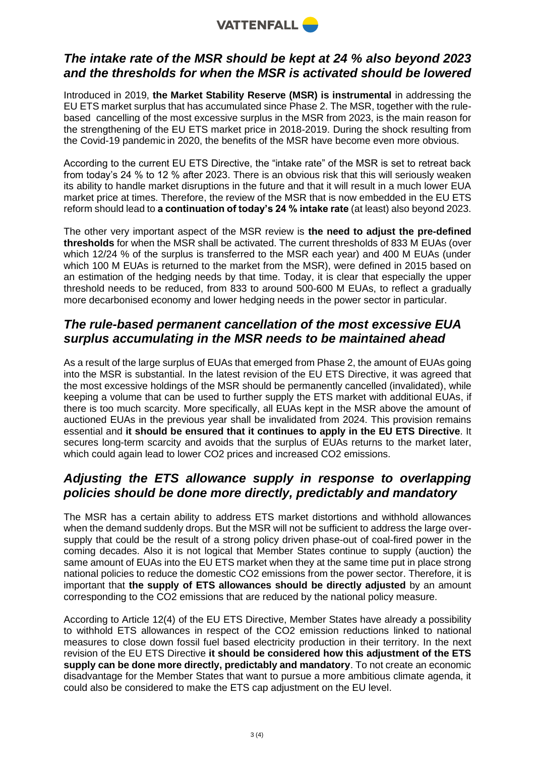## *The intake rate of the MSR should be kept at 24 % also beyond 2023 and the thresholds for when the MSR is activated should be lowered*

Introduced in 2019, **the Market Stability Reserve (MSR) is instrumental** in addressing the EU ETS market surplus that has accumulated since Phase 2. The MSR, together with the rule-based cancelling of the most excessive surplus in the MSR from 2023, is the main reason for the strengthening of the EU ETS market price in 2018-2019. During the shock resulting from the Covid-19 pandemic in 2020, the benefits of the MSR have become even more obvious.

According to the current EU ETS Directive, the "intake rate" of the MSR is set to retreat back from today's 24 % to 12 % after 2023. There is an obvious risk that this will seriously weaken its ability to handle market disruptions in the future and that it will result in a much lower EUA market price at times. Therefore, the review of the MSR that is now embedded in the EU ETS reform should lead to **a continuation of today's 24 % intake rate** (at least) also beyond 2023.

The other very important aspect of the MSR review is **the need to adjust the pre-defined thresholds** for when the MSR shall be activated. The current thresholds of 833 M EUAs (over which 12/24 % of the surplus is transferred to the MSR each year) and 400 M EUAs (under which 100 M EUAs is returned to the market from the MSR), were defined in 2015 based on an estimation of the hedging needs by that time. Today, it is clear that especially the upper threshold needs to be reduced, from 833 to around 500-600 M EUAs, to reflect a gradually more decarbonised economy and lower hedging needs in the power sector in particular.

## *The rule-based permanent cancellation of the most excessive EUA surplus accumulating in the MSR needs to be maintained ahead*

As a result of the large surplus of EUAs that emerged from Phase 2, the amount of EUAs going into the MSR is substantial. In the latest revision of the EU ETS Directive, it was agreed that the most excessive holdings of the MSR should be permanently cancelled (invalidated), while keeping a volume that can be used to further supply the ETS market with additional EUAs, if there is too much scarcity. More specifically, all EUAs kept in the MSR above the amount of auctioned EUAs in the previous year shall be invalidated from 2024. This provision remains essential and **it should be ensured that it continues to apply in the EU ETS Directive**. It secures long-term scarcity and avoids that the surplus of EUAs returns to the market later, which could again lead to lower $CO_2$ prices and increased $CO_2$ emissions.

## *Adjusting the ETS allowance supply in response to overlapping policies should be done more directly, predictably and mandatory*

The MSR has a certain ability to address ETS market distortions and withhold allowances when the demand suddenly drops. But the MSR will not be sufficient to address the large over-supply that could be the result of a strong policy driven phase-out of coal-fired power in the coming decades. Also it is not logical that Member States continue to supply (auction) the same amount of EUAs into the EU ETS market when they at the same time put in place strong national policies to reduce the domestic $CO_2$ emissions from the power sector. Therefore, it is important that **the supply of ETS allowances should be directly adjusted** by an amount corresponding to the $CO_2$ emissions that are reduced by the national policy measure.

According to Article 12(4) of the EU ETS Directive, Member States have already a possibility to withhold ETS allowances in respect of the $CO_2$ emission reductions linked to national measures to close down fossil fuel based electricity production in their territory. In the next revision of the EU ETS Directive **it should be considered how this adjustment of the ETS supply can be done more directly, predictably and mandatory**. To not create an economic disadvantage for the Member States that want to pursue a more ambitious climate agenda, it could also be considered to make the ETS cap adjustment on the EU level.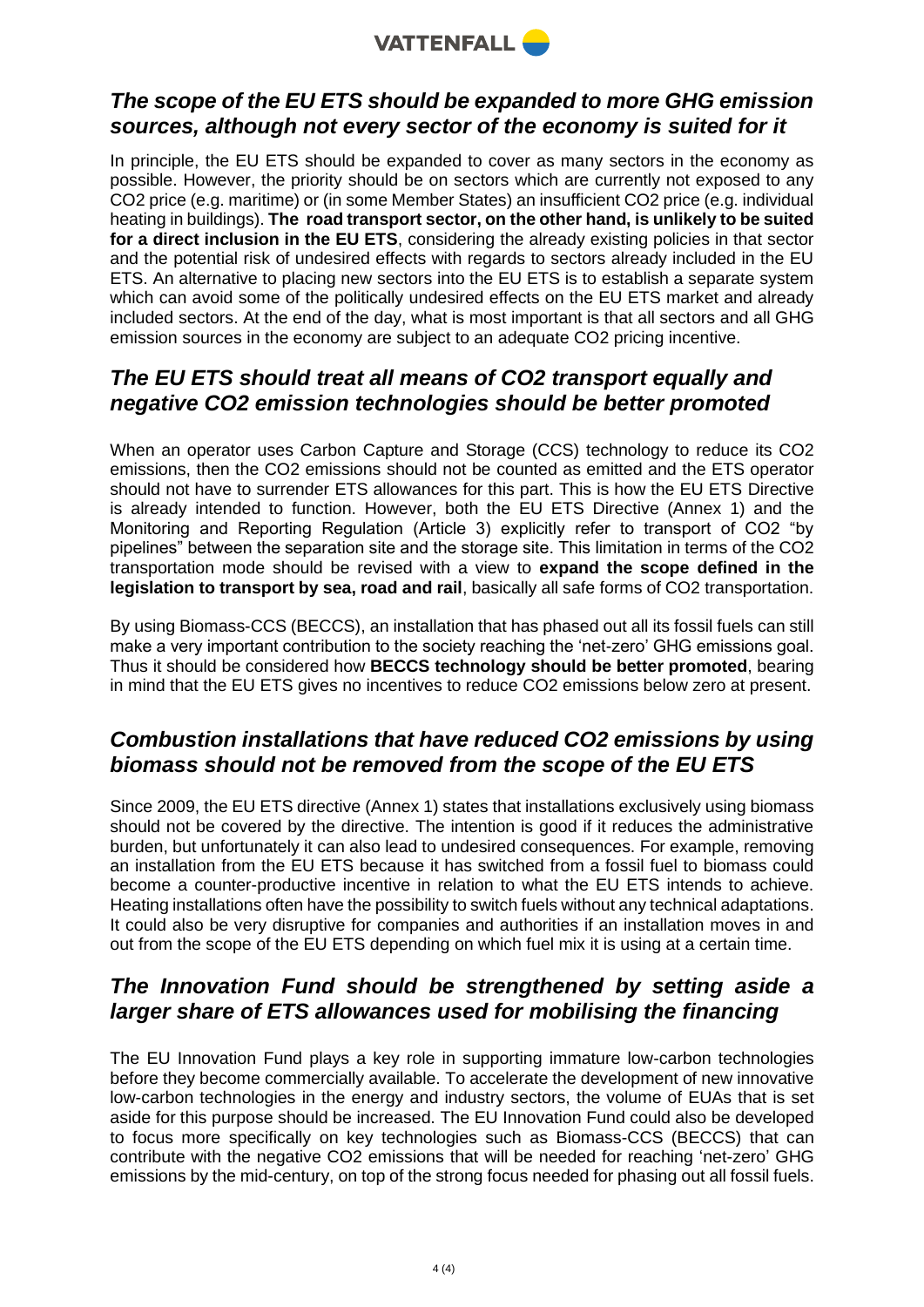## *The scope of the EU ETS should be expanded to more GHG emission sources, although not every sector of the economy is suited for it*

In principle, the EU ETS should be expanded to cover as many sectors in the economy as possible. However, the priority should be on sectors which are currently not exposed to any $CO_2$ price (e.g. maritime) or (in some Member States) an insufficient $CO_2$ price (e.g. individual heating in buildings). **The road transport sector, on the other hand, is unlikely to be suited for a direct inclusion in the EU ETS**, considering the already existing policies in that sector and the potential risk of undesired effects with regards to sectors already included in the EU ETS. An alternative to placing new sectors into the EU ETS is to establish a separate system which can avoid some of the politically undesired effects on the EU ETS market and already included sectors. At the end of the day, what is most important is that all sectors and all GHG emission sources in the economy are subject to an adequate $CO_2$ pricing incentive.

## *The EU ETS should treat all means of CO2 transport equally and negative CO2 emission technologies should be better promoted*

When an operator uses Carbon Capture and Storage (CCS) technology to reduce its $CO_2$ emissions, then the $CO_2$ emissions should not be counted as emitted and the ETS operator should not have to surrender ETS allowances for this part. This is how the EU ETS Directive is already intended to function. However, both the EU ETS Directive (Annex 1) and the Monitoring and Reporting Regulation (Article 3) explicitly refer to transport of $CO_2$ "by pipelines" between the separation site and the storage site. This limitation in terms of the $CO_2$ transportation mode should be revised with a view to **expand the scope defined in the legislation to transport by sea, road and rail**, basically all safe forms of $CO_2$ transportation.

By using Biomass-CCS (BECCS), an installation that has phased out all its fossil fuels can still make a very important contribution to the society reaching the 'net-zero' GHG emissions goal. Thus it should be considered how **BECCS technology should be better promoted**, bearing in mind that the EU ETS gives no incentives to reduce $CO_2$ emissions below zero at present.

## *Combustion installations that have reduced CO2 emissions by using biomass should not be removed from the scope of the EU ETS*

Since 2009, the EU ETS directive (Annex 1) states that installations exclusively using biomass should not be covered by the directive. The intention is good if it reduces the administrative burden, but unfortunately it can also lead to undesired consequences. For example, removing an installation from the EU ETS because it has switched from a fossil fuel to biomass could become a counter-productive incentive in relation to what the EU ETS intends to achieve. Heating installations often have the possibility to switch fuels without any technical adaptations. It could also be very disruptive for companies and authorities if an installation moves in and out from the scope of the EU ETS depending on which fuel mix it is using at a certain time.

## *The Innovation Fund should be strengthened by setting aside a larger share of ETS allowances used for mobilising the financing*

The EU Innovation Fund plays a key role in supporting immature low-carbon technologies before they become commercially available. To accelerate the development of new innovative low-carbon technologies in the energy and industry sectors, the volume of EUAs that is set aside for this purpose should be increased. The EU Innovation Fund could also be developed to focus more specifically on key technologies such as Biomass-CCS (BECCS) that can contribute with the negative $CO_2$ emissions that will be needed for reaching 'net-zero' GHG emissions by the mid-century, on top of the strong focus needed for phasing out all fossil fuels.